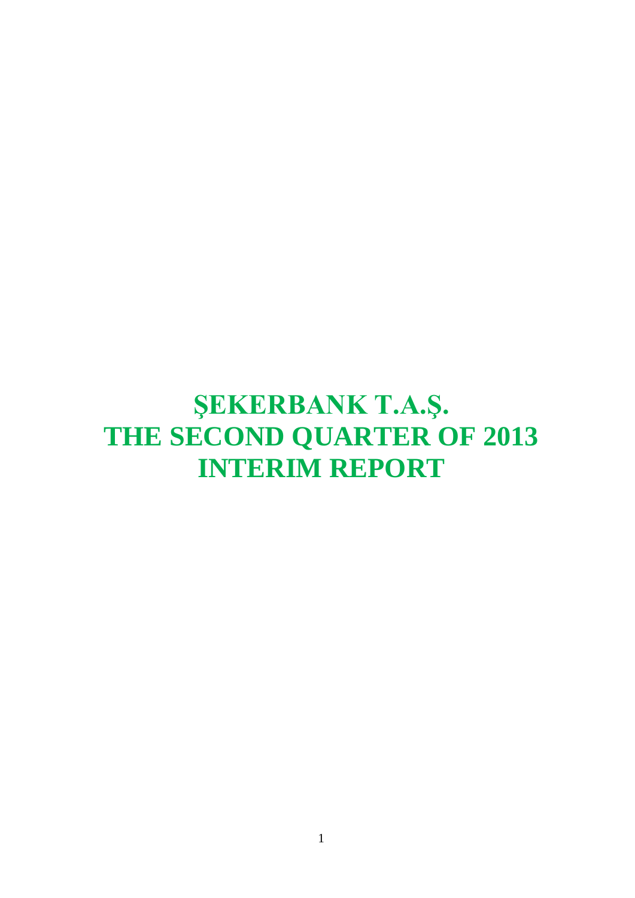# ŞEKERBANK T.A.Ş.
# THE SECOND QUARTER OF 2013
# INTERIM REPORT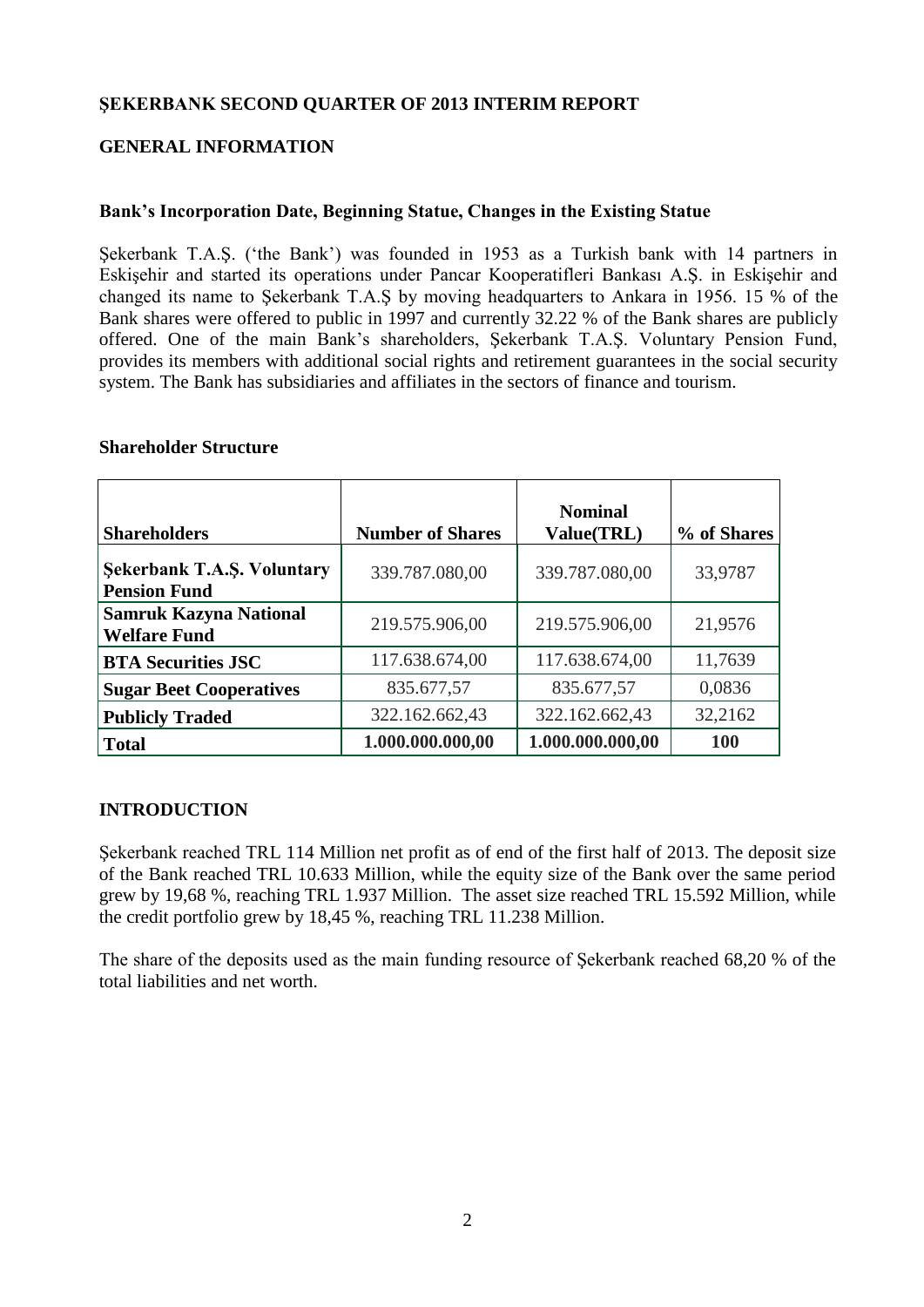**ŞEKERBANK SECOND QUARTER OF 2013 INTERIM REPORT**

## GENERAL INFORMATION

### Bank's Incorporation Date, Beginning Statue, Changes in the Existing Statue

Şekerbank T.A.Ş. ('the Bank') was founded in 1953 as a Turkish bank with 14 partners in Eskişehir and started its operations under Pancar Kooperatifleri Bankası A.Ş. in Eskişehir and changed its name to Şekerbank T.A.Ş by moving headquarters to Ankara in 1956. 15 % of the Bank shares were offered to public in 1997 and currently 32.22 % of the Bank shares are publicly offered. One of the main Bank's shareholders, Şekerbank T.A.Ş. Voluntary Pension Fund, provides its members with additional social rights and retirement guarantees in the social security system. The Bank has subsidiaries and affiliates in the sectors of finance and tourism.

### Shareholder Structure

| Shareholders | Number of Shares | Nominal Value(TRL) | % of Shares |
|---|---|---|---|
| **Şekerbank T.A.Ş. Voluntary Pension Fund** | 339.787.080,00 | 339.787.080,00 | 33,9787 |
| **Samruk Kazyna National Welfare Fund** | 219.575.906,00 | 219.575.906,00 | 21,9576 |
| **BTA Securities JSC** | 117.638.674,00 | 117.638.674,00 | 11,7639 |
| **Sugar Beet Cooperatives** | 835.677,57 | 835.677,57 | 0,0836 |
| **Publicly Traded** | 322.162.662,43 | 322.162.662,43 | 32,2162 |
| **Total** | **1.000.000.000,00** | **1.000.000.000,00** | **100** |

## INTRODUCTION

Şekerbank reached TRL 114 Million net profit as of end of the first half of 2013. The deposit size of the Bank reached TRL 10.633 Million, while the equity size of the Bank over the same period grew by 19,68 %, reaching TRL 1.937 Million. The asset size reached TRL 15.592 Million, while the credit portfolio grew by 18,45 %, reaching TRL 11.238 Million.

The share of the deposits used as the main funding resource of Şekerbank reached 68,20 % of the total liabilities and net worth.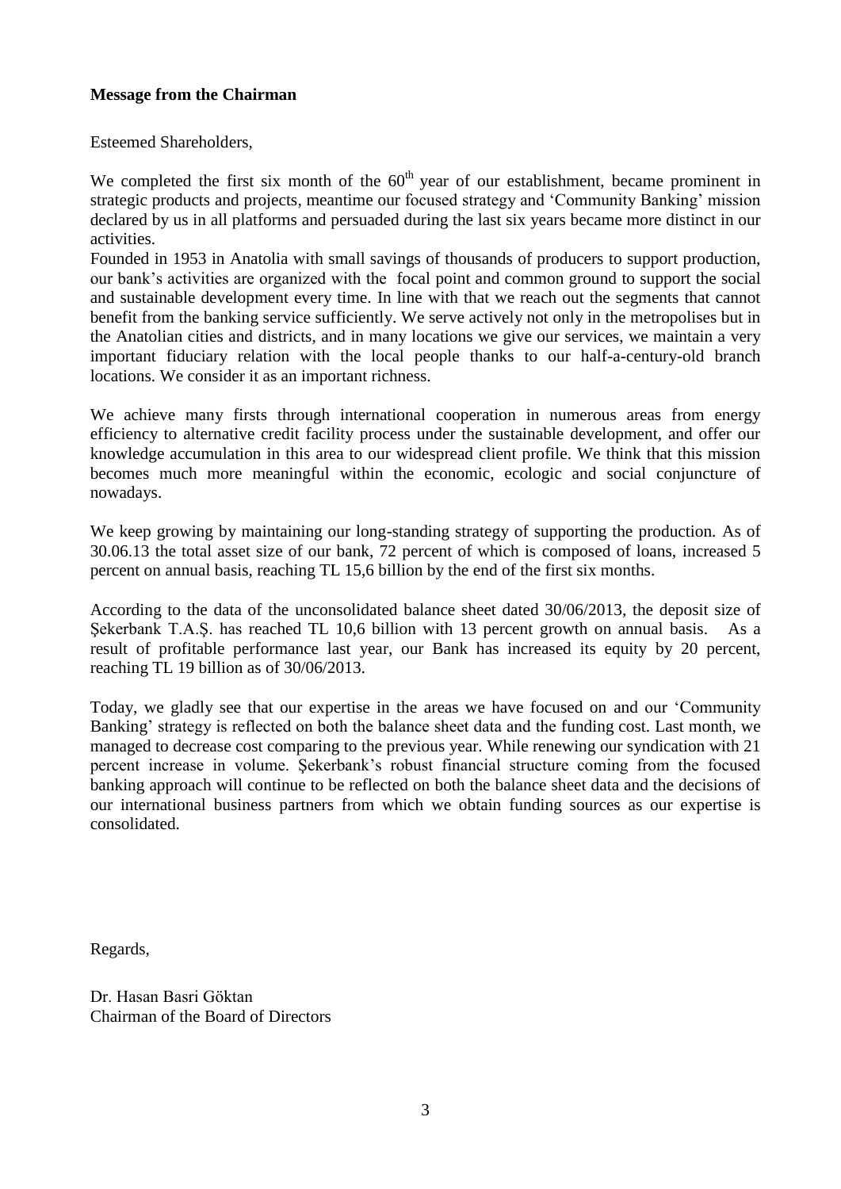**Message from the Chairman**

Esteemed Shareholders,

We completed the first six month of the $60^{th}$ year of our establishment, became prominent in strategic products and projects, meantime our focused strategy and 'Community Banking' mission declared by us in all platforms and persuaded during the last six years became more distinct in our activities.

Founded in 1953 in Anatolia with small savings of thousands of producers to support production, our bank's activities are organized with the focal point and common ground to support the social and sustainable development every time. In line with that we reach out the segments that cannot benefit from the banking service sufficiently. We serve actively not only in the metropolises but in the Anatolian cities and districts, and in many locations we give our services, we maintain a very important fiduciary relation with the local people thanks to our half-a-century-old branch locations. We consider it as an important richness.

We achieve many firsts through international cooperation in numerous areas from energy efficiency to alternative credit facility process under the sustainable development, and offer our knowledge accumulation in this area to our widespread client profile. We think that this mission becomes much more meaningful within the economic, ecologic and social conjuncture of nowadays.

We keep growing by maintaining our long-standing strategy of supporting the production. As of 30.06.13 the total asset size of our bank, 72 percent of which is composed of loans, increased 5 percent on annual basis, reaching TL 15,6 billion by the end of the first six months.

According to the data of the unconsolidated balance sheet dated 30/06/2013, the deposit size of Şekerbank T.A.Ş. has reached TL 10,6 billion with 13 percent growth on annual basis. As a result of profitable performance last year, our Bank has increased its equity by 20 percent, reaching TL 19 billion as of 30/06/2013.

Today, we gladly see that our expertise in the areas we have focused on and our 'Community Banking' strategy is reflected on both the balance sheet data and the funding cost. Last month, we managed to decrease cost comparing to the previous year. While renewing our syndication with 21 percent increase in volume. Şekerbank's robust financial structure coming from the focused banking approach will continue to be reflected on both the balance sheet data and the decisions of our international business partners from which we obtain funding sources as our expertise is consolidated.

Regards,

Dr. Hasan Basri Göktan
Chairman of the Board of Directors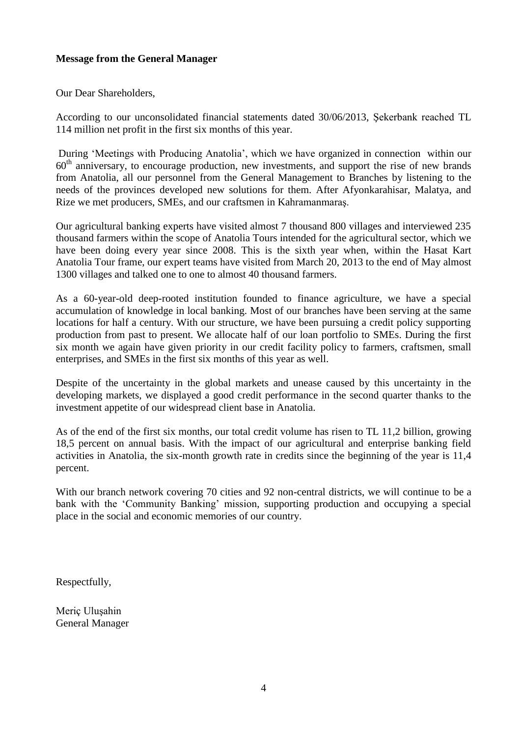**Message from the General Manager**

Our Dear Shareholders,

According to our unconsolidated financial statements dated 30/06/2013, Şekerbank reached TL 114 million net profit in the first six months of this year.

During 'Meetings with Producing Anatolia', which we have organized in connection within our 60th anniversary, to encourage production, new investments, and support the rise of new brands from Anatolia, all our personnel from the General Management to Branches by listening to the needs of the provinces developed new solutions for them. After Afyonkarahisar, Malatya, and Rize we met producers, SMEs, and our craftsmen in Kahramanmaraş.

Our agricultural banking experts have visited almost 7 thousand 800 villages and interviewed 235 thousand farmers within the scope of Anatolia Tours intended for the agricultural sector, which we have been doing every year since 2008. This is the sixth year when, within the Hasat Kart Anatolia Tour frame, our expert teams have visited from March 20, 2013 to the end of May almost 1300 villages and talked one to one to almost 40 thousand farmers.

As a 60-year-old deep-rooted institution founded to finance agriculture, we have a special accumulation of knowledge in local banking. Most of our branches have been serving at the same locations for half a century. With our structure, we have been pursuing a credit policy supporting production from past to present. We allocate half of our loan portfolio to SMEs. During the first six month we again have given priority in our credit facility policy to farmers, craftsmen, small enterprises, and SMEs in the first six months of this year as well.

Despite of the uncertainty in the global markets and unease caused by this uncertainty in the developing markets, we displayed a good credit performance in the second quarter thanks to the investment appetite of our widespread client base in Anatolia.

As of the end of the first six months, our total credit volume has risen to TL 11,2 billion, growing 18,5 percent on annual basis. With the impact of our agricultural and enterprise banking field activities in Anatolia, the six-month growth rate in credits since the beginning of the year is 11,4 percent.

With our branch network covering 70 cities and 92 non-central districts, we will continue to be a bank with the 'Community Banking' mission, supporting production and occupying a special place in the social and economic memories of our country.

Respectfully,

Meriç Uluşahin
General Manager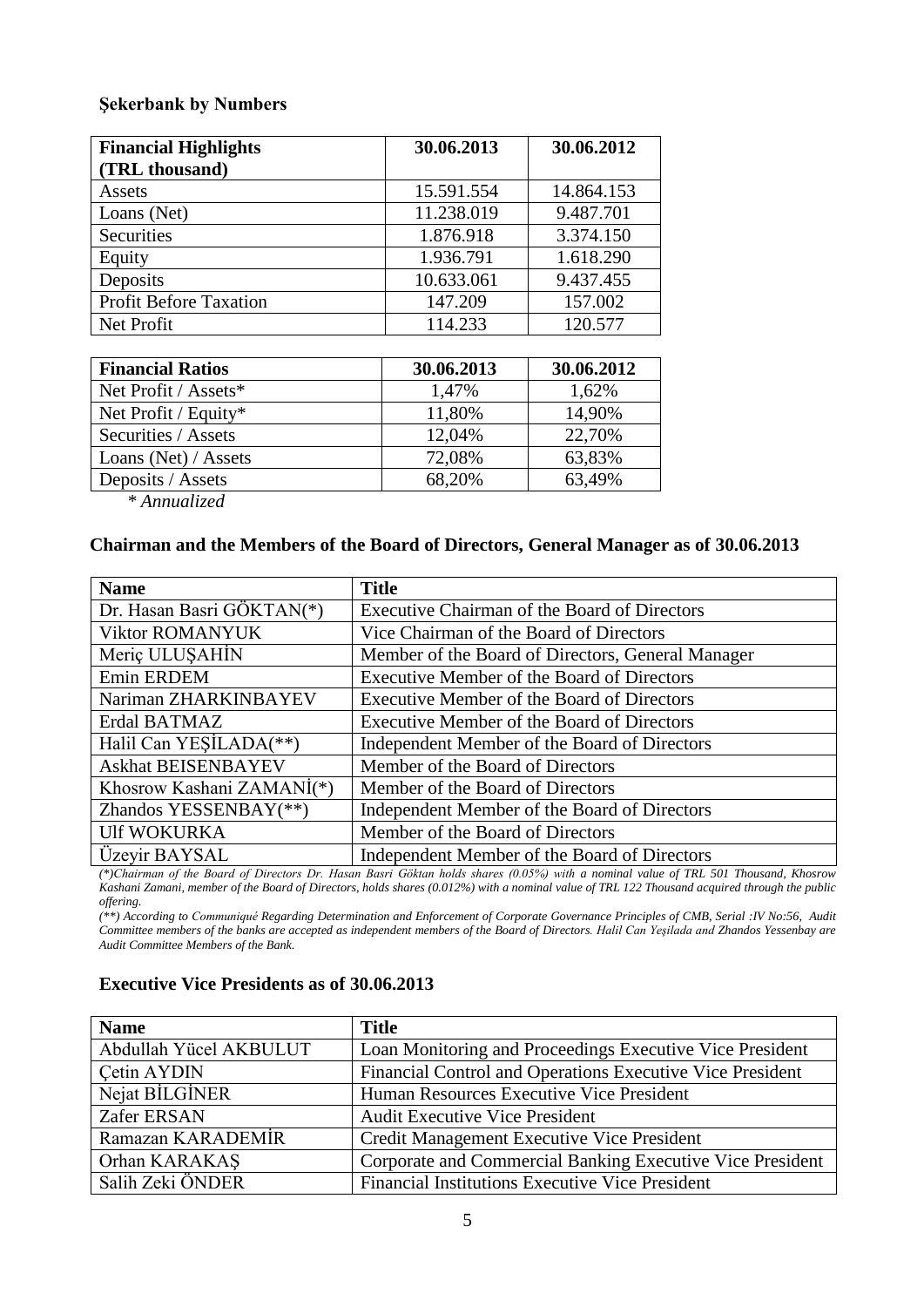### Şekerbank by Numbers

| Financial Highlights (TRL thousand) | 30.06.2013 | 30.06.2012 |
|---|---|---|
| Assets | 15.591.554 | 14.864.153 |
| Loans (Net) | 11.238.019 | 9.487.701 |
| Securities | 1.876.918 | 3.374.150 |
| Equity | 1.936.791 | 1.618.290 |
| Deposits | 10.633.061 | 9.437.455 |
| Profit Before Taxation | 147.209 | 157.002 |
| Net Profit | 114.233 | 120.577 |

| Financial Ratios | 30.06.2013 | 30.06.2012 |
|---|---|---|
| Net Profit / Assets* | 1,47% | 1,62% |
| Net Profit / Equity* | 11,80% | 14,90% |
| Securities / Assets | 12,04% | 22,70% |
| Loans (Net) / Assets | 72,08% | 63,83% |
| Deposits / Assets | 68,20% | 63,49% |

*\* Annualized*

### Chairman and the Members of the Board of Directors, General Manager as of 30.06.2013

| Name | Title |
|---|---|
| Dr. Hasan Basri GÖKTAN(*) | Executive Chairman of the Board of Directors |
| Viktor ROMANYUK | Vice Chairman of the Board of Directors |
| Meriç ULUŞAHİN | Member of the Board of Directors, General Manager |
| Emin ERDEM | Executive Member of the Board of Directors |
| Nariman ZHARKINBAYEV | Executive Member of the Board of Directors |
| Erdal BATMAZ | Executive Member of the Board of Directors |
| Halil Can YEŞİLADA(**) | Independent Member of the Board of Directors |
| Askhat BEISENBAYEV | Member of the Board of Directors |
| Khosrow Kashani ZAMANİ(*) | Member of the Board of Directors |
| Zhandos YESSENBAY(**) | Independent Member of the Board of Directors |
| Ulf WOKURKA | Member of the Board of Directors |
| Üzeyir BAYSAL | Independent Member of the Board of Directors |

*(\*)Chairman of the Board of Directors Dr. Hasan Basri Göktan holds shares (0.05%) with a nominal value of TRL 501 Thousand, Khosrow Kashani Zamani, member of the Board of Directors, holds shares (0.012%) with a nominal value of TRL 122 Thousand acquired through the public offering.*

*(\*\*) According to Communiqué Regarding Determination and Enforcement of Corporate Governance Principles of CMB, Serial :IV No:56, Audit Committee members of the banks are accepted as independent members of the Board of Directors. Halil Can Yeşilada and Zhandos Yessenbay are Audit Committee Members of the Bank.*

### Executive Vice Presidents as of 30.06.2013

| Name | Title |
|---|---|
| Abdullah Yücel AKBULUT | Loan Monitoring and Proceedings Executive Vice President |
| Çetin AYDIN | Financial Control and Operations Executive Vice President |
| Nejat BİLGİNER | Human Resources Executive Vice President |
| Zafer ERSAN | Audit Executive Vice President |
| Ramazan KARADEMİR | Credit Management Executive Vice President |
| Orhan KARAKAŞ | Corporate and Commercial Banking Executive Vice President |
| Salih Zeki ÖNDER | Financial Institutions Executive Vice President |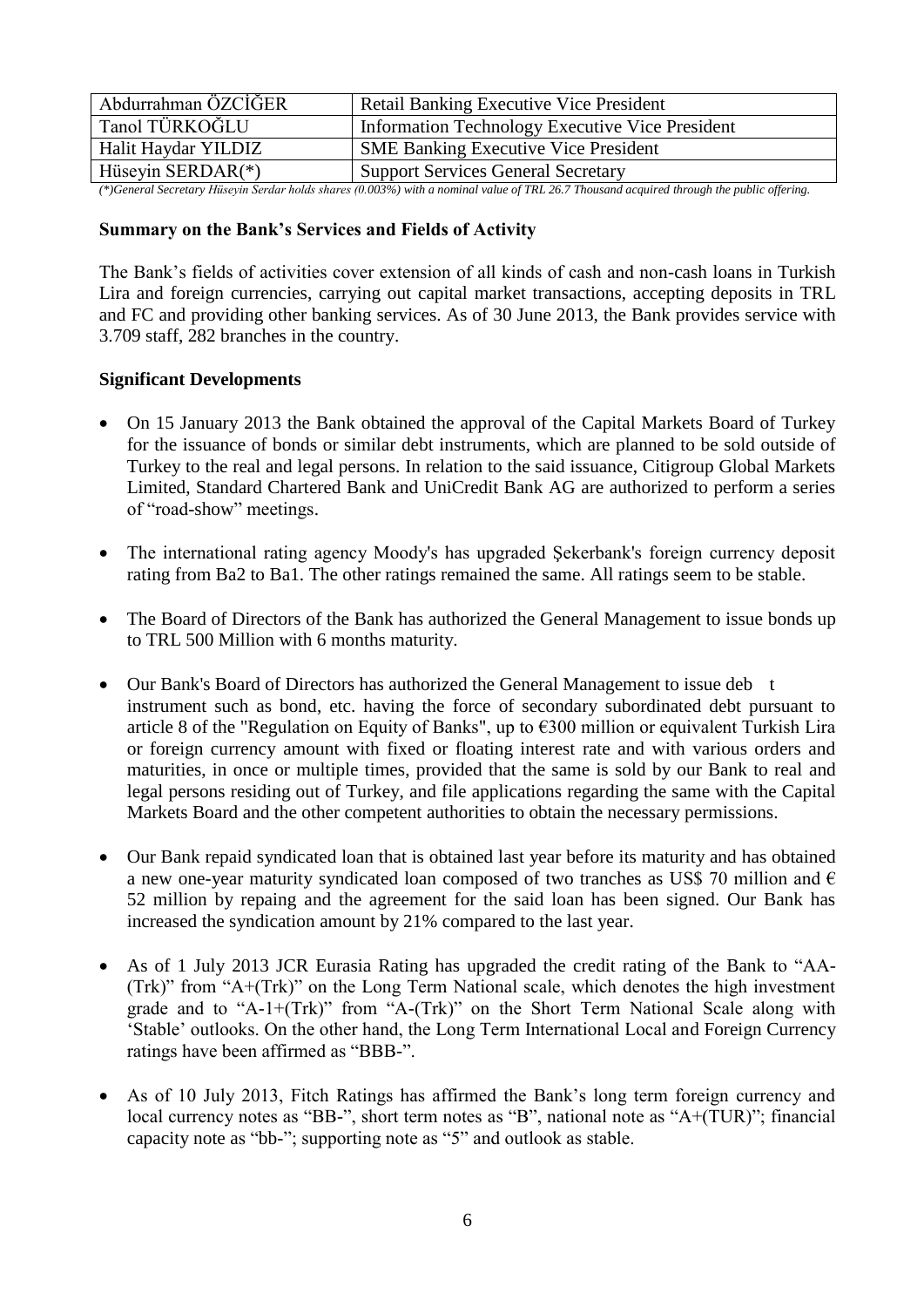| Abdurrahman ÖZCİĞER | Retail Banking Executive Vice President |
| --- | --- |
| Tanol TÜRKOĞLU | Information Technology Executive Vice President |
| Halit Haydar YILDIZ | SME Banking Executive Vice President |
| Hüseyin SERDAR(*) | Support Services General Secretary |

*(*)General Secretary Hüseyin Serdar holds shares (0.003%) with a nominal value of TRL 26.7 Thousand acquired through the public offering.*

**Summary on the Bank's Services and Fields of Activity**

The Bank's fields of activities cover extension of all kinds of cash and non-cash loans in Turkish Lira and foreign currencies, carrying out capital market transactions, accepting deposits in TRL and FC and providing other banking services. As of 30 June 2013, the Bank provides service with 3.709 staff, 282 branches in the country.

**Significant Developments**

- On 15 January 2013 the Bank obtained the approval of the Capital Markets Board of Turkey for the issuance of bonds or similar debt instruments, which are planned to be sold outside of Turkey to the real and legal persons. In relation to the said issuance, Citigroup Global Markets Limited, Standard Chartered Bank and UniCredit Bank AG are authorized to perform a series of "road-show" meetings.
- The international rating agency Moody's has upgraded Şekerbank's foreign currency deposit rating from Ba2 to Ba1. The other ratings remained the same. All ratings seem to be stable.
- The Board of Directors of the Bank has authorized the General Management to issue bonds up to TRL 500 Million with 6 months maturity.
- Our Bank's Board of Directors has authorized the General Management to issue deb t instrument such as bond, etc. having the force of secondary subordinated debt pursuant to article 8 of the "Regulation on Equity of Banks", up to €300 million or equivalent Turkish Lira or foreign currency amount with fixed or floating interest rate and with various orders and maturities, in once or multiple times, provided that the same is sold by our Bank to real and legal persons residing out of Turkey, and file applications regarding the same with the Capital Markets Board and the other competent authorities to obtain the necessary permissions.
- Our Bank repaid syndicated loan that is obtained last year before its maturity and has obtained a new one-year maturity syndicated loan composed of two tranches as US$ 70 million and € 52 million by repaing and the agreement for the said loan has been signed. Our Bank has increased the syndication amount by 21% compared to the last year.
- As of 1 July 2013 JCR Eurasia Rating has upgraded the credit rating of the Bank to "AA-(Trk)" from "A+(Trk)" on the Long Term National scale, which denotes the high investment grade and to "A-1+(Trk)" from "A-(Trk)" on the Short Term National Scale along with 'Stable' outlooks. On the other hand, the Long Term International Local and Foreign Currency ratings have been affirmed as "BBB-".
- As of 10 July 2013, Fitch Ratings has affirmed the Bank's long term foreign currency and local currency notes as "BB-", short term notes as "B", national note as "A+(TUR)"; financial capacity note as "bb-"; supporting note as "5" and outlook as stable.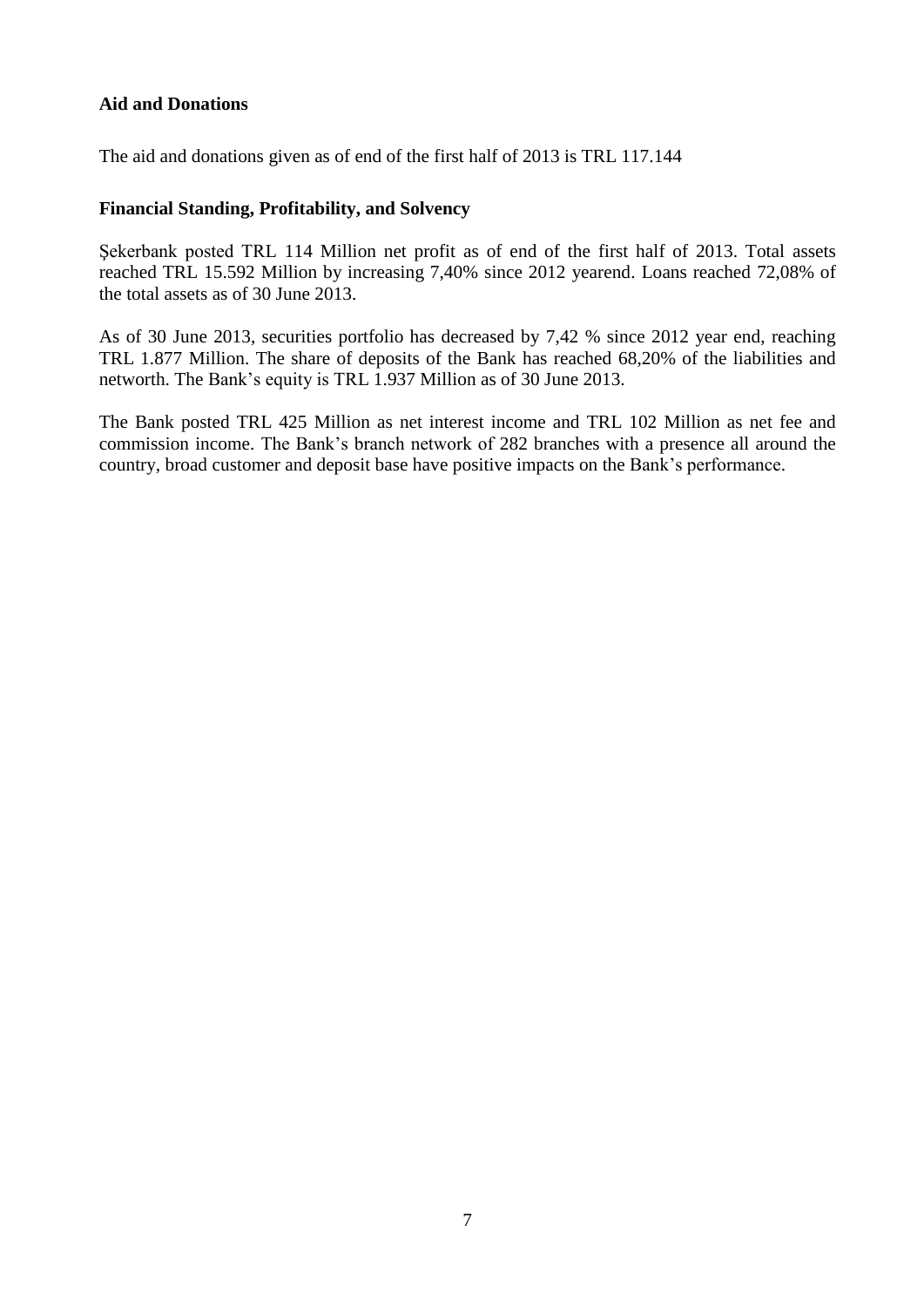**Aid and Donations**

The aid and donations given as of end of the first half of 2013 is TRL 117.144

**Financial Standing, Profitability, and Solvency**

Şekerbank posted TRL 114 Million net profit as of end of the first half of 2013. Total assets reached TRL 15.592 Million by increasing 7,40% since 2012 yearend. Loans reached 72,08% of the total assets as of 30 June 2013.

As of 30 June 2013, securities portfolio has decreased by 7,42 % since 2012 year end, reaching TRL 1.877 Million. The share of deposits of the Bank has reached 68,20% of the liabilities and networth. The Bank's equity is TRL 1.937 Million as of 30 June 2013.

The Bank posted TRL 425 Million as net interest income and TRL 102 Million as net fee and commission income. The Bank's branch network of 282 branches with a presence all around the country, broad customer and deposit base have positive impacts on the Bank's performance.